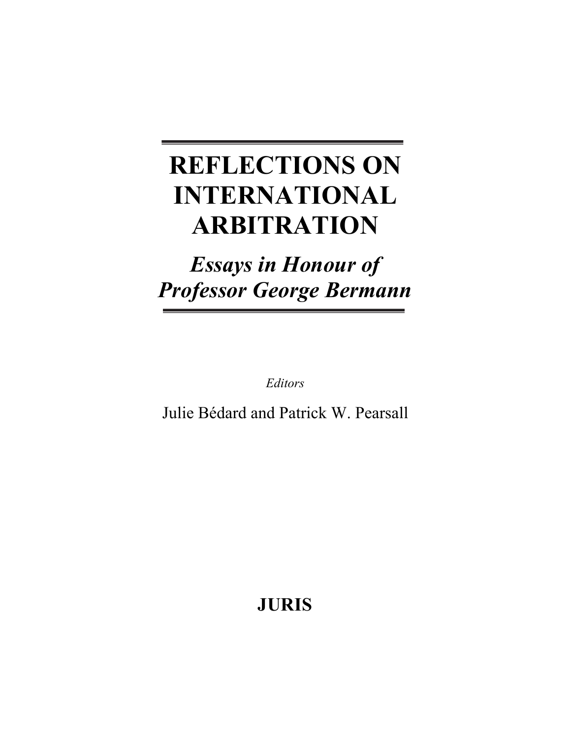# REFLECTIONS ON INTERNATIONAL ARBITRATION

## *Essays in Honour of Professor George Bermann*

*Editors*

Julie Bédard and Patrick W. Pearsall

**JURIS**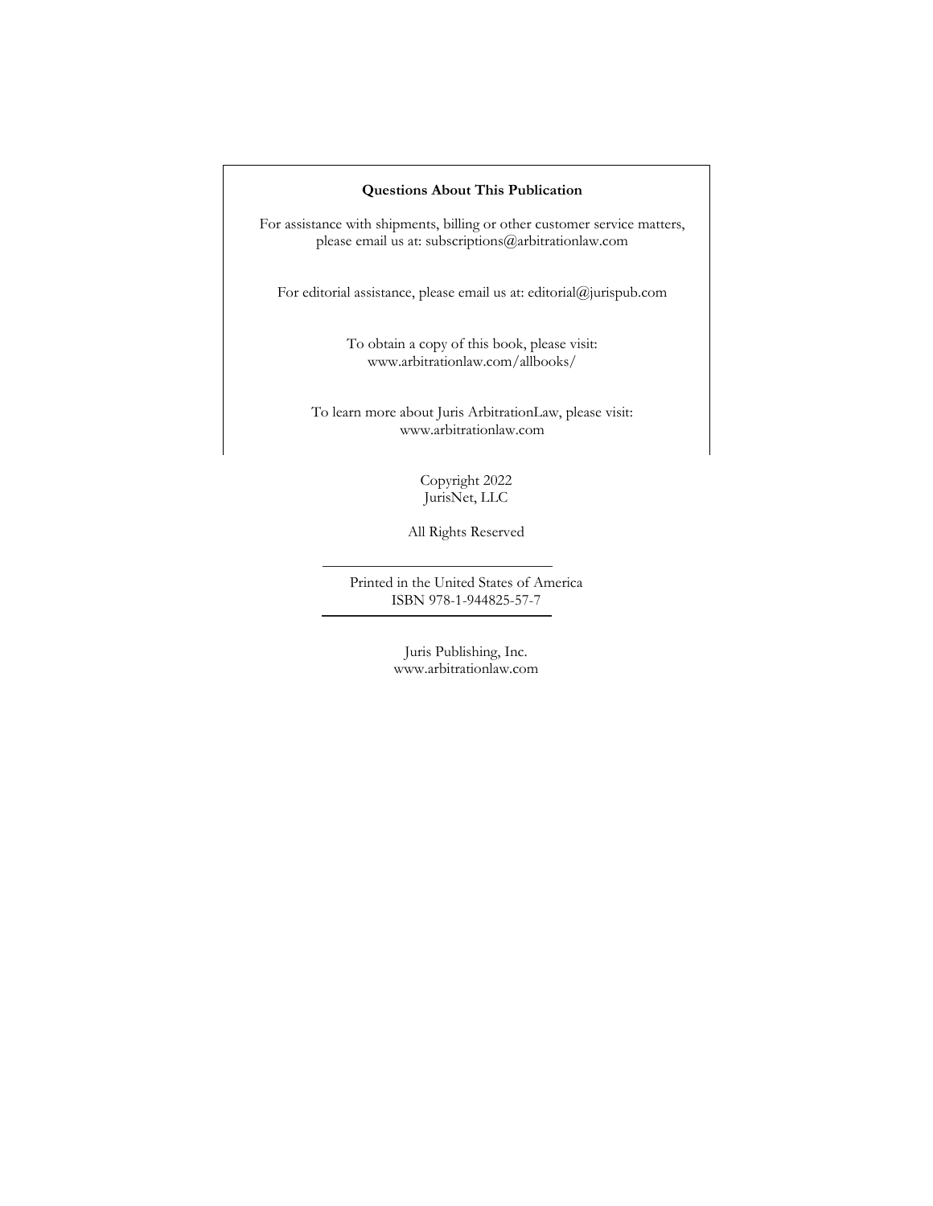**Questions About This Publication**

For assistance with shipments, billing or other customer service matters, please email us at: subscriptions@arbitrationlaw.com

For editorial assistance, please email us at: editorial@jurispub.com

To obtain a copy of this book, please visit: www.arbitrationlaw.com/allbooks/

To learn more about Juris ArbitrationLaw, please visit: www.arbitrationlaw.com

Copyright 2022
JurisNet, LLC

All Rights Reserved

---

Printed in the United States of America
ISBN 978-1-944825-57-7

---

Juris Publishing, Inc.
www.arbitrationlaw.com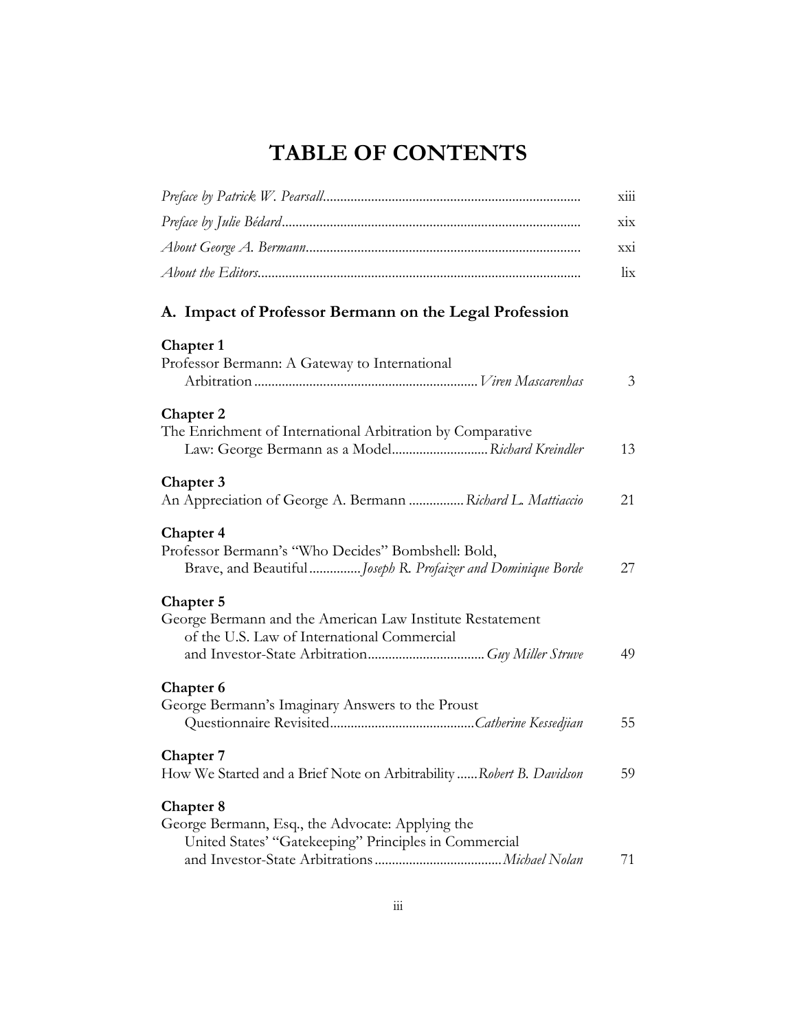# TABLE OF CONTENTS

*Preface by Patrick W. Pearsall* ........ xiii

*Preface by Julie Bédard* ........ xix

*About George A. Bermann* ........ xxi

*About the Editors* ........ lix

## A. Impact of Professor Bermann on the Legal Profession

**Chapter 1**
Professor Bermann: A Gateway to International Arbitration ........ *Viren Mascarenhas* 3

**Chapter 2**
The Enrichment of International Arbitration by Comparative Law: George Bermann as a Model ........ *Richard Kreindler* 13

**Chapter 3**
An Appreciation of George A. Bermann ........ *Richard L. Mattiaccio* 21

**Chapter 4**
Professor Bermann's "Who Decides" Bombshell: Bold, Brave, and Beautiful ........ *Joseph R. Profaizer and Dominique Borde* 27

**Chapter 5**
George Bermann and the American Law Institute Restatement of the U.S. Law of International Commercial and Investor-State Arbitration ........ *Guy Miller Struve* 49

**Chapter 6**
George Bermann's Imaginary Answers to the Proust Questionnaire Revisited ........ *Catherine Kessedjian* 55

**Chapter 7**
How We Started and a Brief Note on Arbitrability ........ *Robert B. Davidson* 59

**Chapter 8**
George Bermann, Esq., the Advocate: Applying the United States' "Gatekeeping" Principles in Commercial and Investor-State Arbitrations ........ *Michael Nolan* 71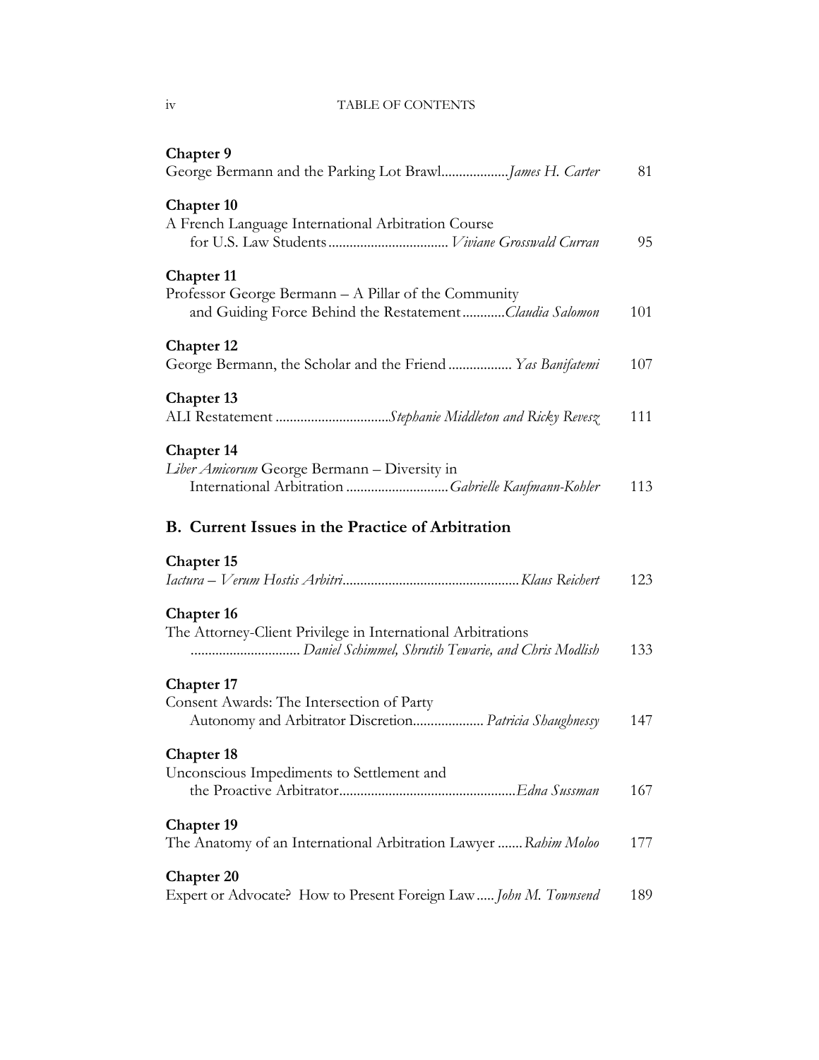**Chapter 9**
George Bermann and the Parking Lot Brawl.................. *James H. Carter* 81

**Chapter 10**
A French Language International Arbitration Course
for U.S. Law Students................................. *Viviane Grosswald Curran* 95

**Chapter 11**
Professor George Bermann – A Pillar of the Community
and Guiding Force Behind the Restatement............ *Claudia Salomon* 101

**Chapter 12**
George Bermann, the Scholar and the Friend................. *Yas Banifatemi* 107

**Chapter 13**
ALI Restatement ................................ *Stephanie Middleton and Ricky Revesz* 111

**Chapter 14**
*Liber Amicorum* George Bermann – Diversity in
International Arbitration ............................ *Gabrielle Kaufmann-Kohler* 113

## B. Current Issues in the Practice of Arbitration

**Chapter 15**
*Iactura – Verum Hostis Arbitri*................................................. *Klaus Reichert* 123

**Chapter 16**
The Attorney-Client Privilege in International Arbitrations
.............................. *Daniel Schimmel, Shrutih Tewarie, and Chris Modlish* 133

**Chapter 17**
Consent Awards: The Intersection of Party
Autonomy and Arbitrator Discretion.................... *Patricia Shaughnessy* 147

**Chapter 18**
Unconscious Impediments to Settlement and
the Proactive Arbitrator................................................. *Edna Sussman* 167

**Chapter 19**
The Anatomy of an International Arbitration Lawyer ....... *Rahim Moloo* 177

**Chapter 20**
Expert or Advocate? How to Present Foreign Law..... *John M. Townsend* 189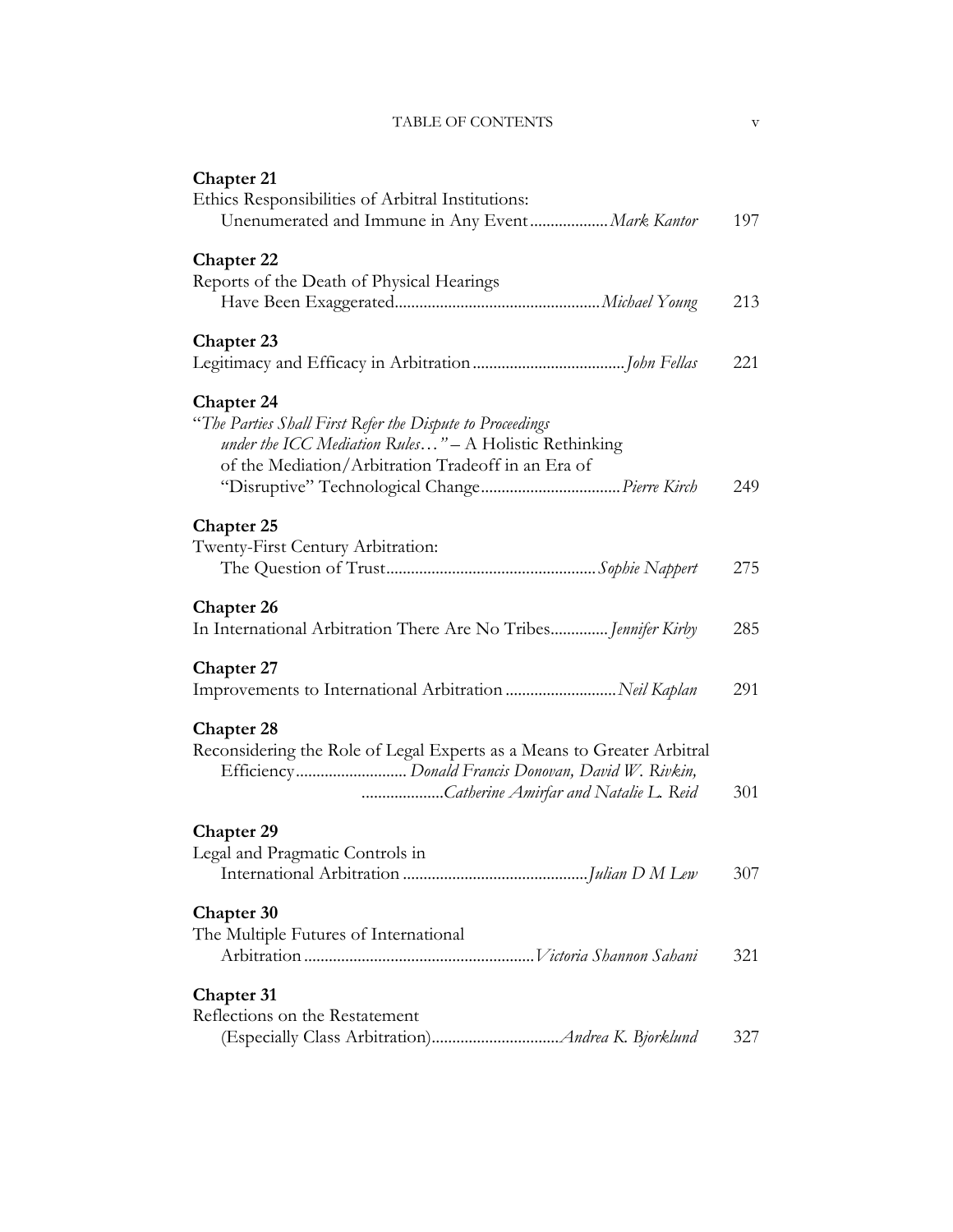**Chapter 21**
Ethics Responsibilities of Arbitral Institutions:
Unenumerated and Immune in Any Event .................. *Mark Kantor* 197

**Chapter 22**
Reports of the Death of Physical Hearings
Have Been Exaggerated................................................ *Michael Young* 213

**Chapter 23**
Legitimacy and Efficacy in Arbitration .................................... *John Fellas* 221

**Chapter 24**
"*The Parties Shall First Refer the Dispute to Proceedings under the ICC Mediation Rules…*" – A Holistic Rethinking of the Mediation/Arbitration Tradeoff in an Era of "Disruptive" Technological Change................................. *Pierre Kirch* 249

**Chapter 25**
Twenty-First Century Arbitration:
The Question of Trust.................................................. *Sophie Nappert* 275

**Chapter 26**
In International Arbitration There Are No Tribes............. *Jennifer Kirby* 285

**Chapter 27**
Improvements to International Arbitration .......................... *Neil Kaplan* 291

**Chapter 28**
Reconsidering the Role of Legal Experts as a Means to Greater Arbitral Efficiency.......................... *Donald Francis Donovan, David W. Rivkin, Catherine Amirfar and Natalie L. Reid* 301

**Chapter 29**
Legal and Pragmatic Controls in
International Arbitration ............................................ *Julian D M Lew* 307

**Chapter 30**
The Multiple Futures of International
Arbitration ...................................................... *Victoria Shannon Sahani* 321

**Chapter 31**
Reflections on the Restatement
(Especially Class Arbitration).............................. *Andrea K. Bjorklund* 327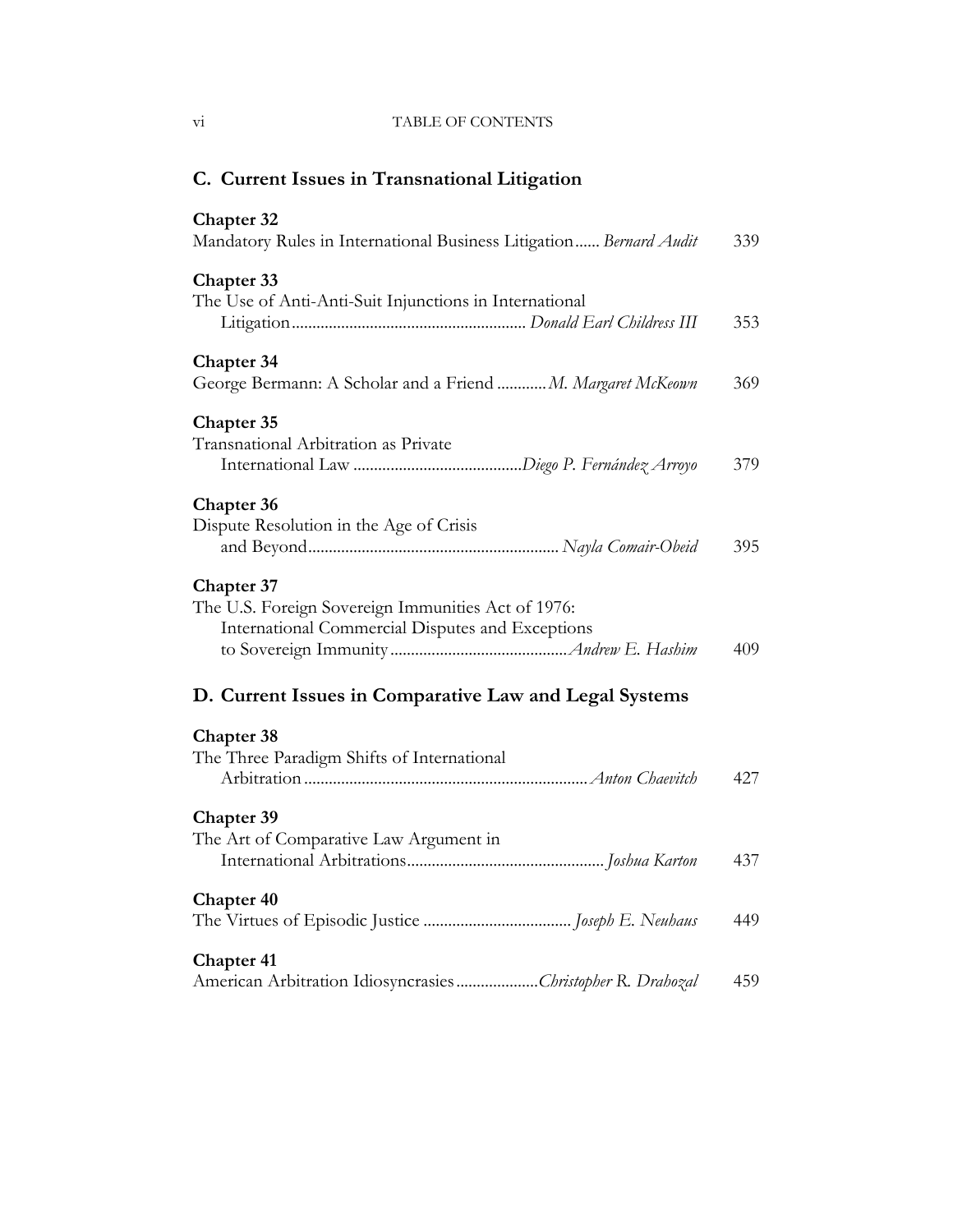## C. Current Issues in Transnational Litigation

**Chapter 32**
Mandatory Rules in International Business Litigation...... *Bernard Audit* 339

**Chapter 33**
The Use of Anti-Anti-Suit Injunctions in International Litigation........................................................ *Donald Earl Childress III* 353

**Chapter 34**
George Bermann: A Scholar and a Friend ............ *M. Margaret McKeown* 369

**Chapter 35**
Transnational Arbitration as Private International Law .........................................*Diego P. Fernández Arroyo* 379

**Chapter 36**
Dispute Resolution in the Age of Crisis and Beyond............................................................ *Nayla Comair-Obeid* 395

**Chapter 37**
The U.S. Foreign Sovereign Immunities Act of 1976: International Commercial Disputes and Exceptions to Sovereign Immunity...........................................*Andrew E. Hashim* 409

## D. Current Issues in Comparative Law and Legal Systems

**Chapter 38**
The Three Paradigm Shifts of International Arbitration.....................................................................*Anton Chaevitch* 427

**Chapter 39**
The Art of Comparative Law Argument in International Arbitrations................................................*Joshua Karton* 437

**Chapter 40**
The Virtues of Episodic Justice ................................... *Joseph E. Neuhaus* 449

**Chapter 41**
American Arbitration Idiosyncrasies...................*Christopher R. Drahozal* 459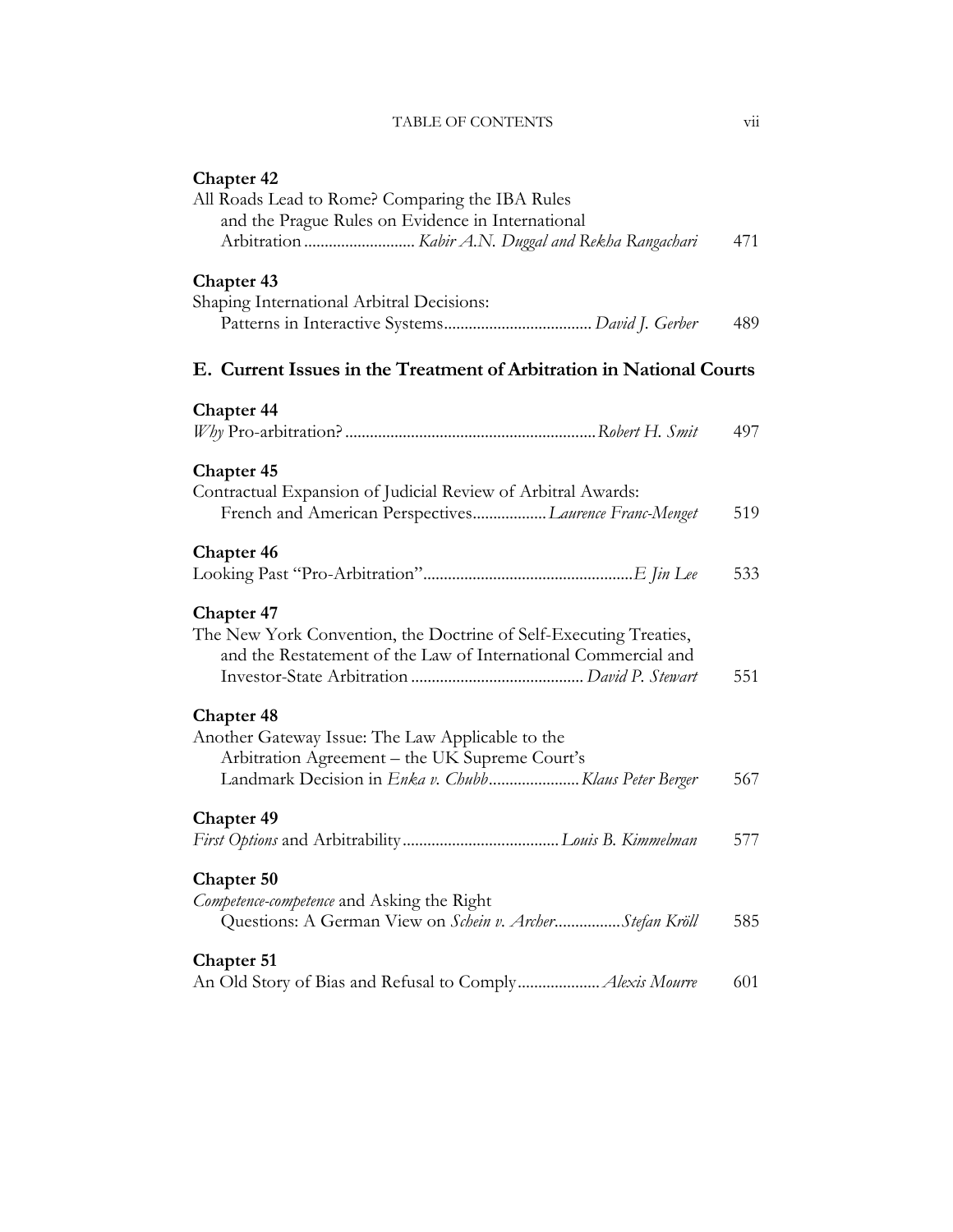**Chapter 42**
All Roads Lead to Rome? Comparing the IBA Rules and the Prague Rules on Evidence in International Arbitration ........................... *Kabir A.N. Duggal and Rekha Rangachari* 471

**Chapter 43**
Shaping International Arbitral Decisions: Patterns in Interactive Systems.................................... *David J. Gerber* 489

## E. Current Issues in the Treatment of Arbitration in National Courts

**Chapter 44**
*Why* Pro-arbitration? ............................................................*Robert H. Smit* 497

**Chapter 45**
Contractual Expansion of Judicial Review of Arbitral Awards: French and American Perspectives..................*Laurence Franc-Menget* 519

**Chapter 46**
Looking Past "Pro-Arbitration"..................................................*E Jin Lee* 533

**Chapter 47**
The New York Convention, the Doctrine of Self-Executing Treaties, and the Restatement of the Law of International Commercial and Investor-State Arbitration .......................................... *David P. Stewart* 551

**Chapter 48**
Another Gateway Issue: The Law Applicable to the Arbitration Agreement – the UK Supreme Court's Landmark Decision in *Enka v. Chubb*......................*Klaus Peter Berger* 567

**Chapter 49**
*First Options* and Arbitrability......................................*Louis B. Kimmelman* 577

**Chapter 50**
*Competence-competence* and Asking the Right Questions: A German View on *Schein v. Archer*................*Stefan Kröll* 585

**Chapter 51**
An Old Story of Bias and Refusal to Comply.................... *Alexis Mourre* 601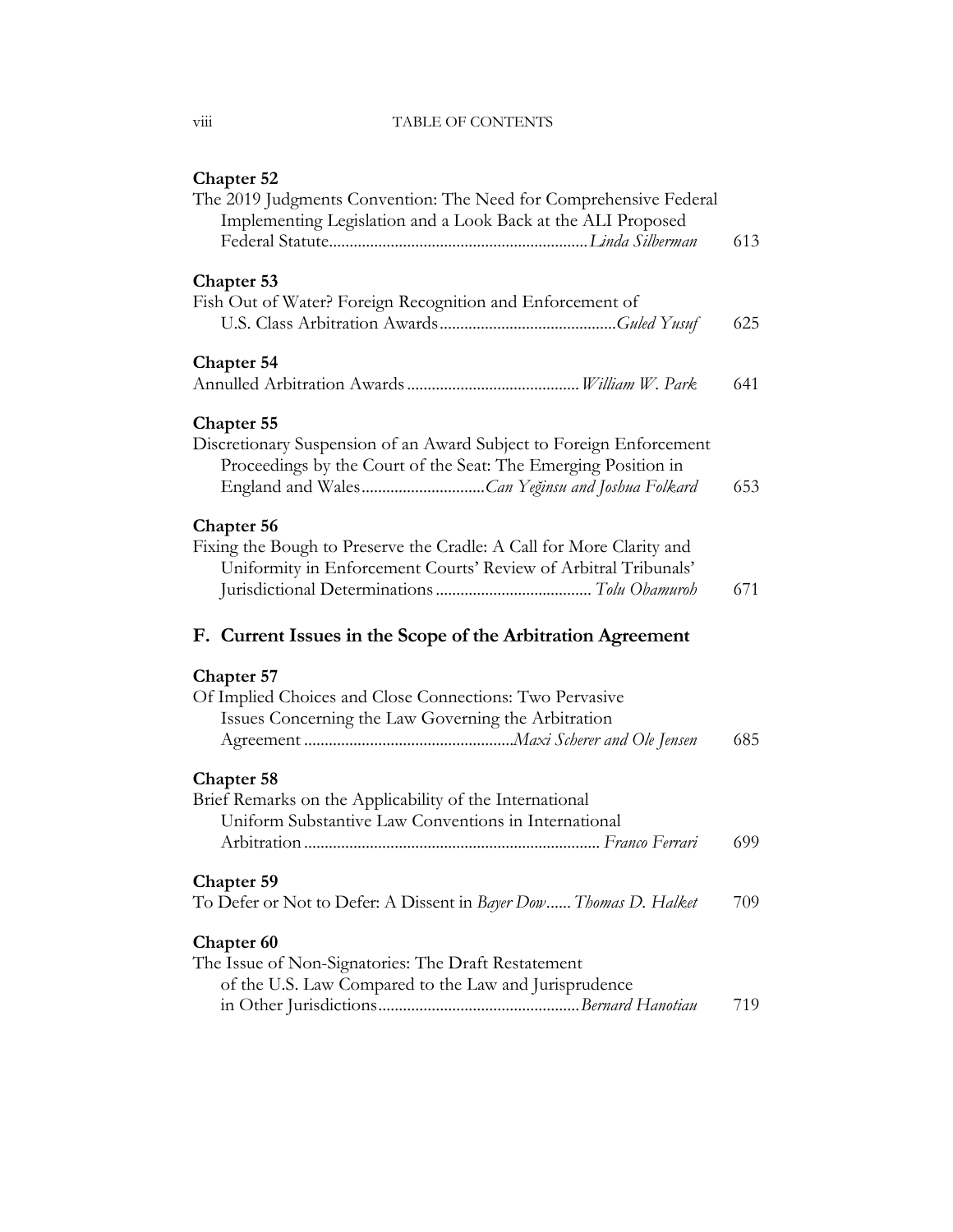**Chapter 52**
The 2019 Judgments Convention: The Need for Comprehensive Federal Implementing Legislation and a Look Back at the ALI Proposed Federal Statute............................................................*Linda Silberman* 613

**Chapter 53**
Fish Out of Water? Foreign Recognition and Enforcement of U.S. Class Arbitration Awards..........................................*Guled Yusuf* 625

**Chapter 54**
Annulled Arbitration Awards..........................................*William W. Park* 641

**Chapter 55**
Discretionary Suspension of an Award Subject to Foreign Enforcement Proceedings by the Court of the Seat: The Emerging Position in England and Wales.............................*Can Yeğinsu and Joshua Folkard* 653

**Chapter 56**
Fixing the Bough to Preserve the Cradle: A Call for More Clarity and Uniformity in Enforcement Courts' Review of Arbitral Tribunals' Jurisdictional Determinations..................................... *Tolu Obamuroh* 671

## F. Current Issues in the Scope of the Arbitration Agreement

**Chapter 57**
Of Implied Choices and Close Connections: Two Pervasive Issues Concerning the Law Governing the Arbitration Agreement ..................................................*Maxi Scherer and Ole Jensen* 685

**Chapter 58**
Brief Remarks on the Applicability of the International Uniform Substantive Law Conventions in International Arbitration....................................................................... *Franco Ferrari* 699

**Chapter 59**
To Defer or Not to Defer: A Dissent in *Bayer Dow*...... *Thomas D. Halket* 709

**Chapter 60**
The Issue of Non-Signatories: The Draft Restatement of the U.S. Law Compared to the Law and Jurisprudence in Other Jurisdictions................................................*Bernard Hanotiau* 719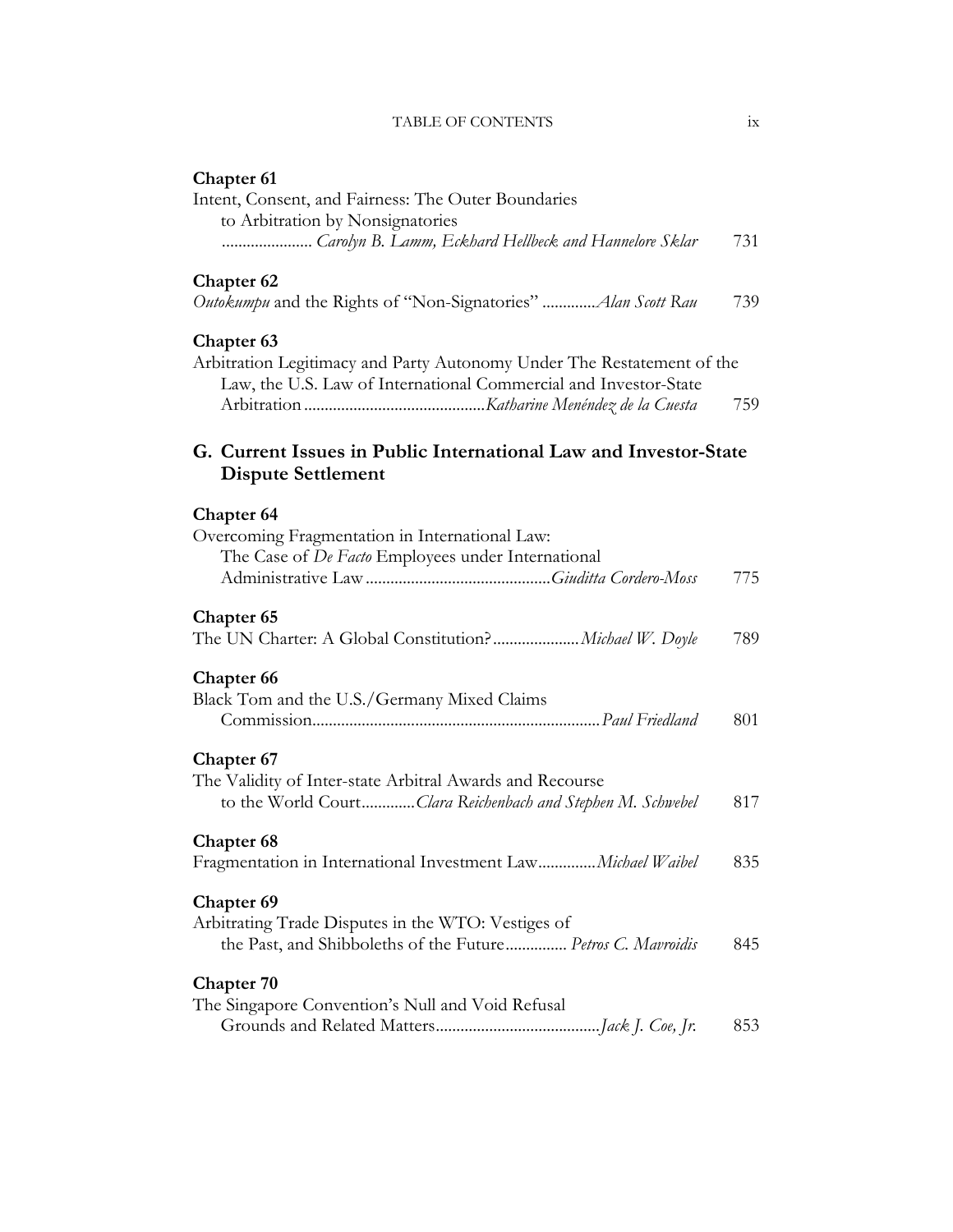**Chapter 61**
Intent, Consent, and Fairness: The Outer Boundaries to Arbitration by Nonsignatories ...................... *Carolyn B. Lamm, Eckhard Hellbeck and Hannelore Sklar* 731

**Chapter 62**
*Outokumpu* and the Rights of "Non-Signatories" .............*Alan Scott Rau* 739

**Chapter 63**
Arbitration Legitimacy and Party Autonomy Under The Restatement of the Law, the U.S. Law of International Commercial and Investor-State Arbitration ............................................*Katharine Menéndez de la Cuesta* 759

## G. Current Issues in Public International Law and Investor-State Dispute Settlement

**Chapter 64**
Overcoming Fragmentation in International Law: The Case of *De Facto* Employees under International Administrative Law .............................................*Giuditta Cordero-Moss* 775

**Chapter 65**
The UN Charter: A Global Constitution?.....................*Michael W. Doyle* 789

**Chapter 66**
Black Tom and the U.S./Germany Mixed Claims Commission......................................................................*Paul Friedland* 801

**Chapter 67**
The Validity of Inter-state Arbitral Awards and Recourse to the World Court.............*Clara Reichenbach and Stephen M. Schwebel* 817

**Chapter 68**
Fragmentation in International Investment Law..............*Michael Waibel* 835

**Chapter 69**
Arbitrating Trade Disputes in the WTO: Vestiges of the Past, and Shibboleths of the Future............... *Petros C. Mavroidis* 845

**Chapter 70**
The Singapore Convention's Null and Void Refusal Grounds and Related Matters........................................*Jack J. Coe, Jr.* 853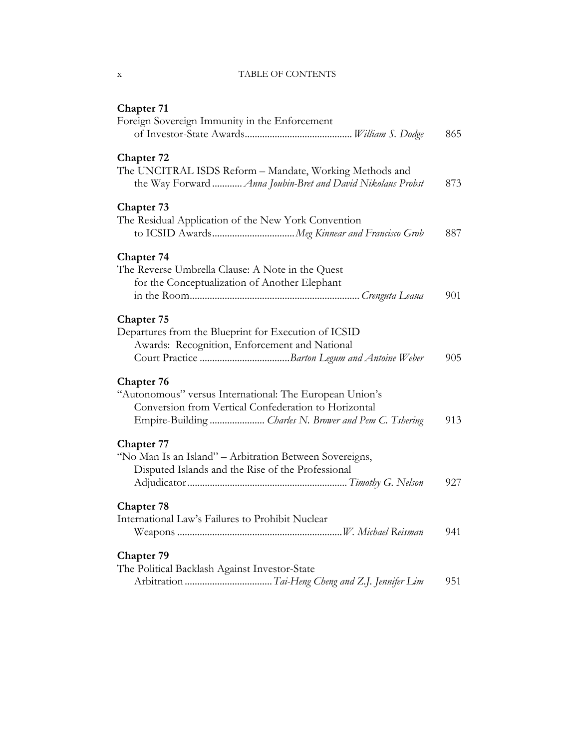**Chapter 71**
Foreign Sovereign Immunity in the Enforcement of Investor-State Awards .......... *William S. Dodge* 865

**Chapter 72**
The UNCITRAL ISDS Reform – Mandate, Working Methods and the Way Forward .......... *Anna Joubin-Bret and David Nikolaus Probst* 873

**Chapter 73**
The Residual Application of the New York Convention to ICSID Awards .......... *Meg Kinnear and Francisco Grob* 887

**Chapter 74**
The Reverse Umbrella Clause: A Note in the Quest for the Conceptualization of Another Elephant in the Room .......... *Crenguta Leaua* 901

**Chapter 75**
Departures from the Blueprint for Execution of ICSID Awards: Recognition, Enforcement and National Court Practice .......... *Barton Legum and Antoine Weber* 905

**Chapter 76**
"Autonomous" versus International: The European Union's Conversion from Vertical Confederation to Horizontal Empire-Building .......... *Charles N. Brower and Pem C. Tshering* 913

**Chapter 77**
"No Man Is an Island" – Arbitration Between Sovereigns, Disputed Islands and the Rise of the Professional Adjudicator .......... *Timothy G. Nelson* 927

**Chapter 78**
International Law's Failures to Prohibit Nuclear Weapons .......... *W. Michael Reisman* 941

**Chapter 79**
The Political Backlash Against Investor-State Arbitration .......... *Tai-Heng Cheng and Z.J. Jennifer Lim* 951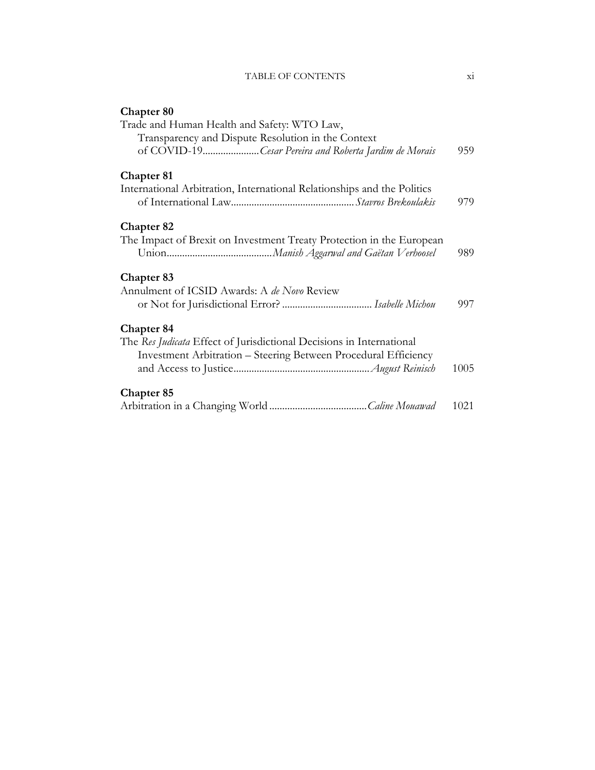**Chapter 80**
Trade and Human Health and Safety: WTO Law, Transparency and Dispute Resolution in the Context of COVID-19 ...................... *Cesar Pereira and Roberta Jardim de Morais* 959

**Chapter 81**
International Arbitration, International Relationships and the Politics of International Law ................................................ *Stavros Brekoulakis* 979

**Chapter 82**
The Impact of Brexit on Investment Treaty Protection in the European Union ......................................... *Manish Aggarwal and Gaëtan Verhoosel* 989

**Chapter 83**
Annulment of ICSID Awards: A *de Novo* Review or Not for Jurisdictional Error? .................................. *Isabelle Michou* 997

**Chapter 84**
The *Res Judicata* Effect of Jurisdictional Decisions in International Investment Arbitration – Steering Between Procedural Efficiency and Access to Justice ..................................................... *August Reinisch* 1005

**Chapter 85**
Arbitration in a Changing World ...................................... *Caline Mouawad* 1021